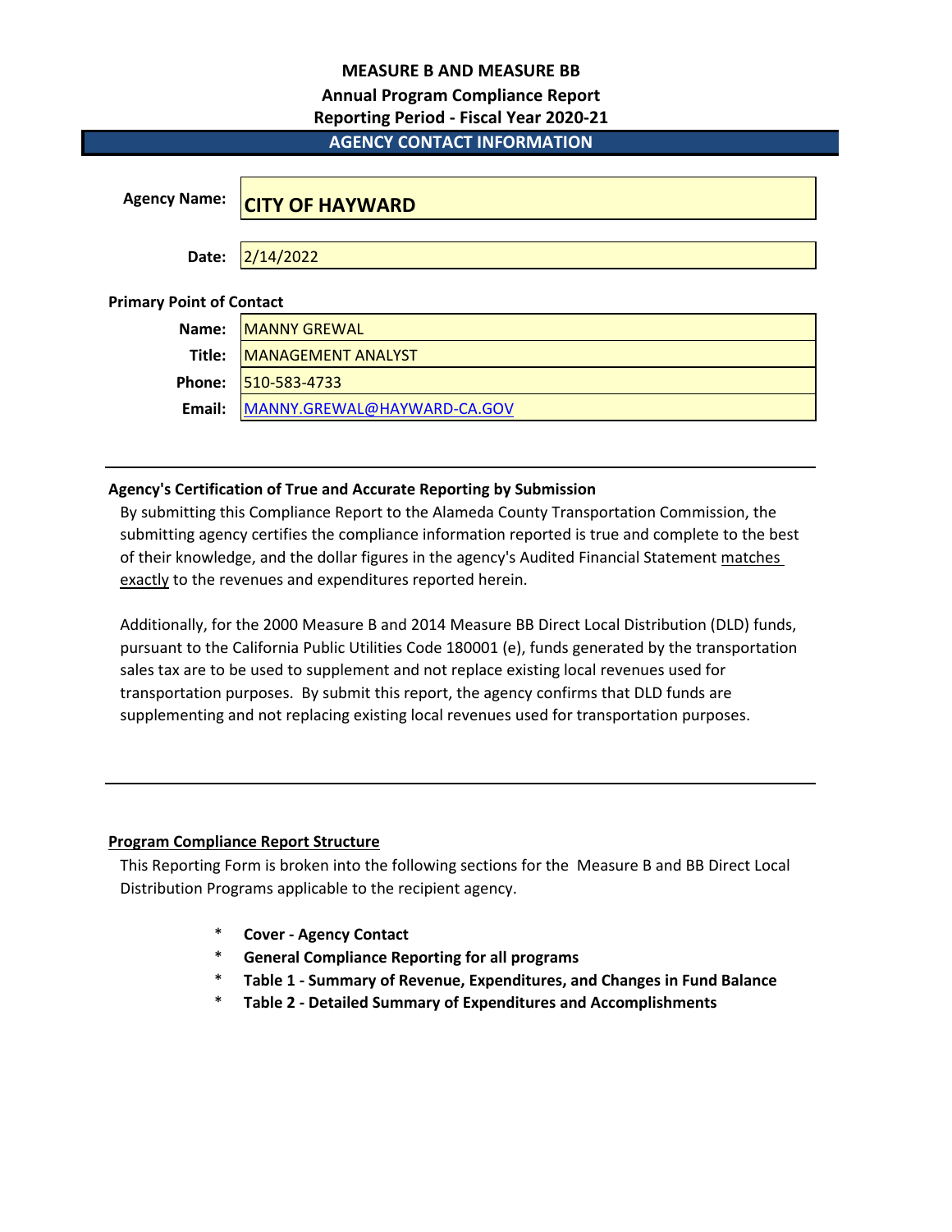# MEASURE B AND MEASURE BB

## Annual Program Compliance Report

## Reporting Period - Fiscal Year 2020-21

## AGENCY CONTACT INFORMATION

**Agency Name:** CITY OF HAYWARD

**Date:** 2/14/2022

**Primary Point of Contact**

| | |
|---|---|
| **Name:** | MANNY GREWAL |
| **Title:** | MANAGEMENT ANALYST |
| **Phone:** | 510-583-4733 |
| **Email:** | MANNY.GREWAL@HAYWARD-CA.GOV |

**Agency's Certification of True and Accurate Reporting by Submission**

By submitting this Compliance Report to the Alameda County Transportation Commission, the submitting agency certifies the compliance information reported is true and complete to the best of their knowledge, and the dollar figures in the agency's Audited Financial Statement matches exactly to the revenues and expenditures reported herein.

Additionally, for the 2000 Measure B and 2014 Measure BB Direct Local Distribution (DLD) funds, pursuant to the California Public Utilities Code 180001 (e), funds generated by the transportation sales tax are to be used to supplement and not replace existing local revenues used for transportation purposes. By submit this report, the agency confirms that DLD funds are supplementing and not replacing existing local revenues used for transportation purposes.

**Program Compliance Report Structure**

This Reporting Form is broken into the following sections for the Measure B and BB Direct Local Distribution Programs applicable to the recipient agency.

* **Cover - Agency Contact**
* **General Compliance Reporting for all programs**
* **Table 1 - Summary of Revenue, Expenditures, and Changes in Fund Balance**
* **Table 2 - Detailed Summary of Expenditures and Accomplishments**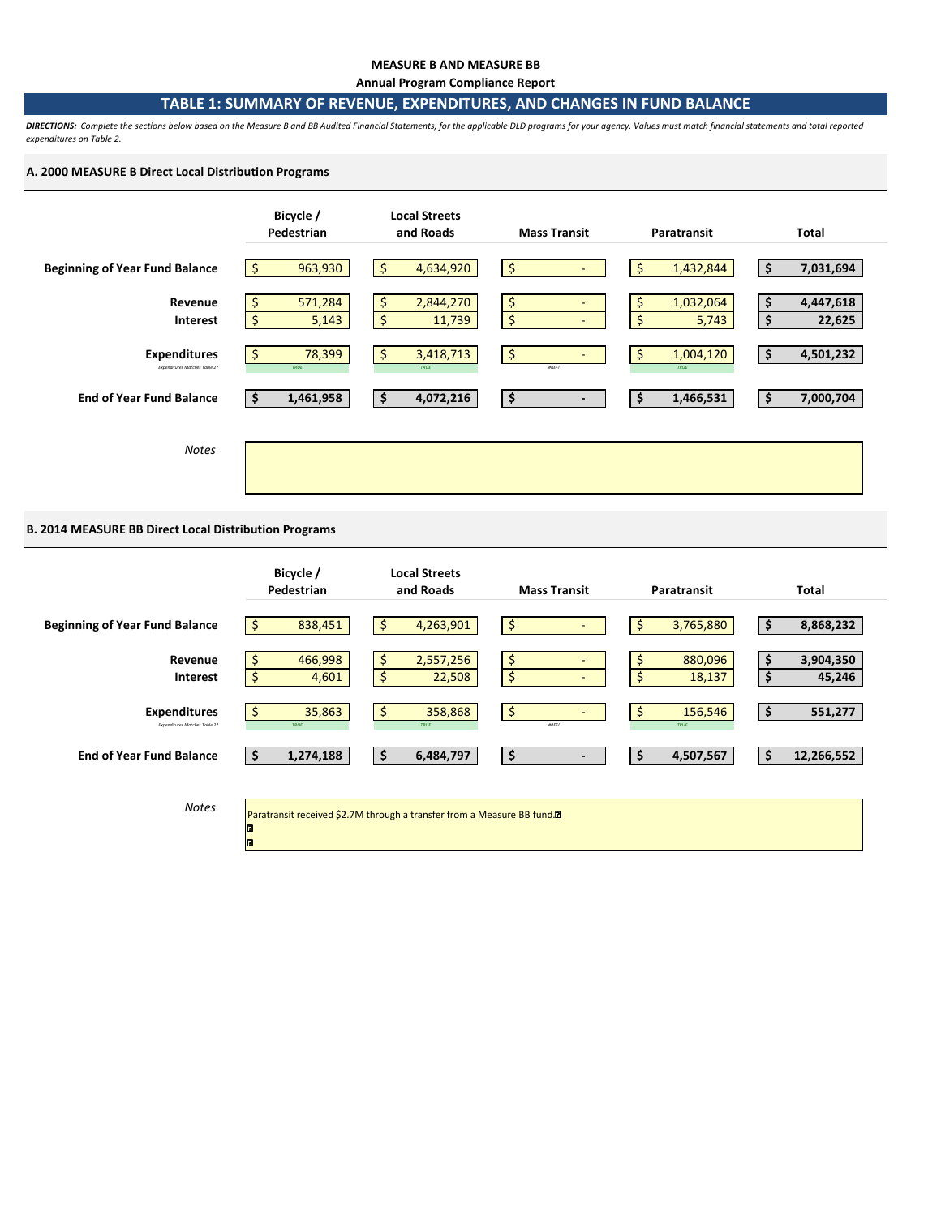**MEASURE B AND MEASURE BB**

**Annual Program Compliance Report**

## TABLE 1: SUMMARY OF REVENUE, EXPENDITURES, AND CHANGES IN FUND BALANCE

***DIRECTIONS:*** *Complete the sections below based on the Measure B and BB Audited Financial Statements, for the applicable DLD programs for your agency. Values must match financial statements and total reported expenditures on Table 2.*

### A. 2000 MEASURE B Direct Local Distribution Programs

| | Bicycle / Pedestrian | Local Streets and Roads | Mass Transit | Paratransit | Total |
|---|---|---|---|---|---|
| **Beginning of Year Fund Balance** | $ 963,930 | $ 4,634,920 | $ - | $ 1,432,844 | **$ 7,031,694** |
| **Revenue** | $ 571,284 | $ 2,844,270 | $ - | $ 1,032,064 | **$ 4,447,618** |
| **Interest** | $ 5,143 | $ 11,739 | $ - | $ 5,743 | **$ 22,625** |
| **Expenditures** | $ 78,399 | $ 3,418,713 | $ - | $ 1,004,120 | **$ 4,501,232** |
| *Expenditures Matches Table 2?* | *TRUE* | *TRUE* | *#REF!* | *TRUE* | |
| **End of Year Fund Balance** | **$ 1,461,958** | **$ 4,072,216** | **$ -** | **$ 1,466,531** | **$ 7,000,704** |

*Notes*

### B. 2014 MEASURE BB Direct Local Distribution Programs

| | Bicycle / Pedestrian | Local Streets and Roads | Mass Transit | Paratransit | Total |
|---|---|---|---|---|---|
| **Beginning of Year Fund Balance** | $ 838,451 | $ 4,263,901 | $ - | $ 3,765,880 | **$ 8,868,232** |
| **Revenue** | $ 466,998 | $ 2,557,256 | $ - | $ 880,096 | **$ 3,904,350** |
| **Interest** | $ 4,601 | $ 22,508 | $ - | $ 18,137 | **$ 45,246** |
| **Expenditures** | $ 35,863 | $ 358,868 | $ - | $ 156,546 | **$ 551,277** |
| *Expenditures Matches Table 2?* | *TRUE* | *TRUE* | *#REF!* | *TRUE* | |
| **End of Year Fund Balance** | **$ 1,274,188** | **$ 6,484,797** | **$ -** | **$ 4,507,567** | **$ 12,266,552** |

*Notes*

Paratransit received $2.7M through a transfer from a Measure BB fund.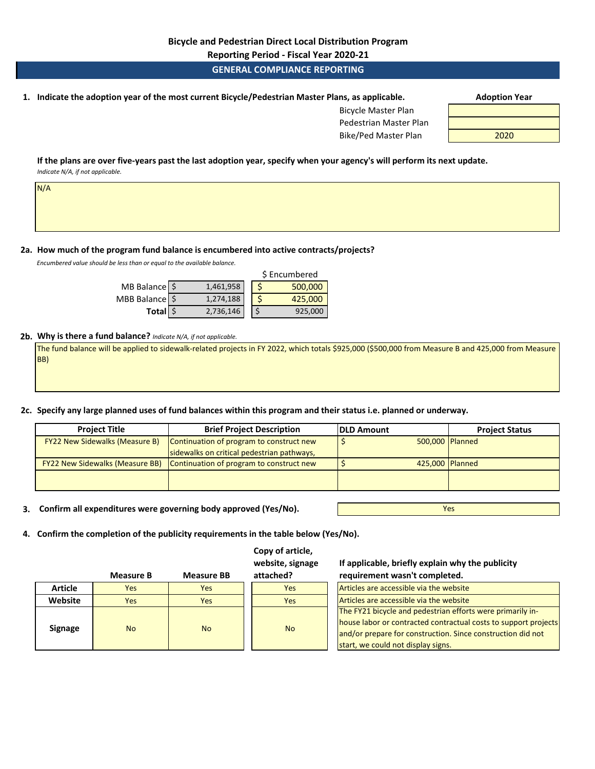**Bicycle and Pedestrian Direct Local Distribution Program**

**Reporting Period - Fiscal Year 2020-21**

## GENERAL COMPLIANCE REPORTING

**1. Indicate the adoption year of the most current Bicycle/Pedestrian Master Plans, as applicable.**

| | Adoption Year |
|---|---|
| Bicycle Master Plan | |
| Pedestrian Master Plan | |
| Bike/Ped Master Plan | 2020 |

**If the plans are over five-years past the last adoption year, specify when your agency's will perform its next update.**
*Indicate N/A, if not applicable.*

N/A

**2a. How much of the program fund balance is encumbered into active contracts/projects?**
*Encumbered value should be less than or equal to the available balance.*

| | Balance | $ Encumbered |
|---|---|---|
| MB Balance | $ 1,461,958 | $ 500,000 |
| MBB Balance | $ 1,274,188 | $ 425,000 |
| **Total** | $ 2,736,146 | $ 925,000 |

**2b. Why is there a fund balance?** *Indicate N/A, if not applicable.*

The fund balance will be applied to sidewalk-related projects in FY 2022, which totals $925,000 ($500,000 from Measure B and 425,000 from Measure BB)

**2c. Specify any large planned uses of fund balances within this program and their status i.e. planned or underway.**

| Project Title | Brief Project Description | DLD Amount | Project Status |
|---|---|---|---|
| FY22 New Sidewalks (Measure B) | Continuation of program to construct new sidewalks on critical pedestrian pathways, | $ 500,000 | Planned |
| FY22 New Sidewalks (Measure BB) | Continuation of program to construct new | $ 425,000 | Planned |
| | | | |

**3. Confirm all expenditures were governing body approved (Yes/No).** Yes

**4. Confirm the completion of the publicity requirements in the table below (Yes/No).**

| | Measure B | Measure BB | Copy of article, website, signage attached? | If applicable, briefly explain why the publicity requirement wasn't completed. |
|---|---|---|---|---|
| **Article** | Yes | Yes | Yes | Articles are accessible via the website |
| **Website** | Yes | Yes | Yes | Articles are accessible via the website |
| **Signage** | No | No | No | The FY21 bicycle and pedestrian efforts were primarily in-house labor or contracted contractual costs to support projects and/or prepare for construction. Since construction did not start, we could not display signs. |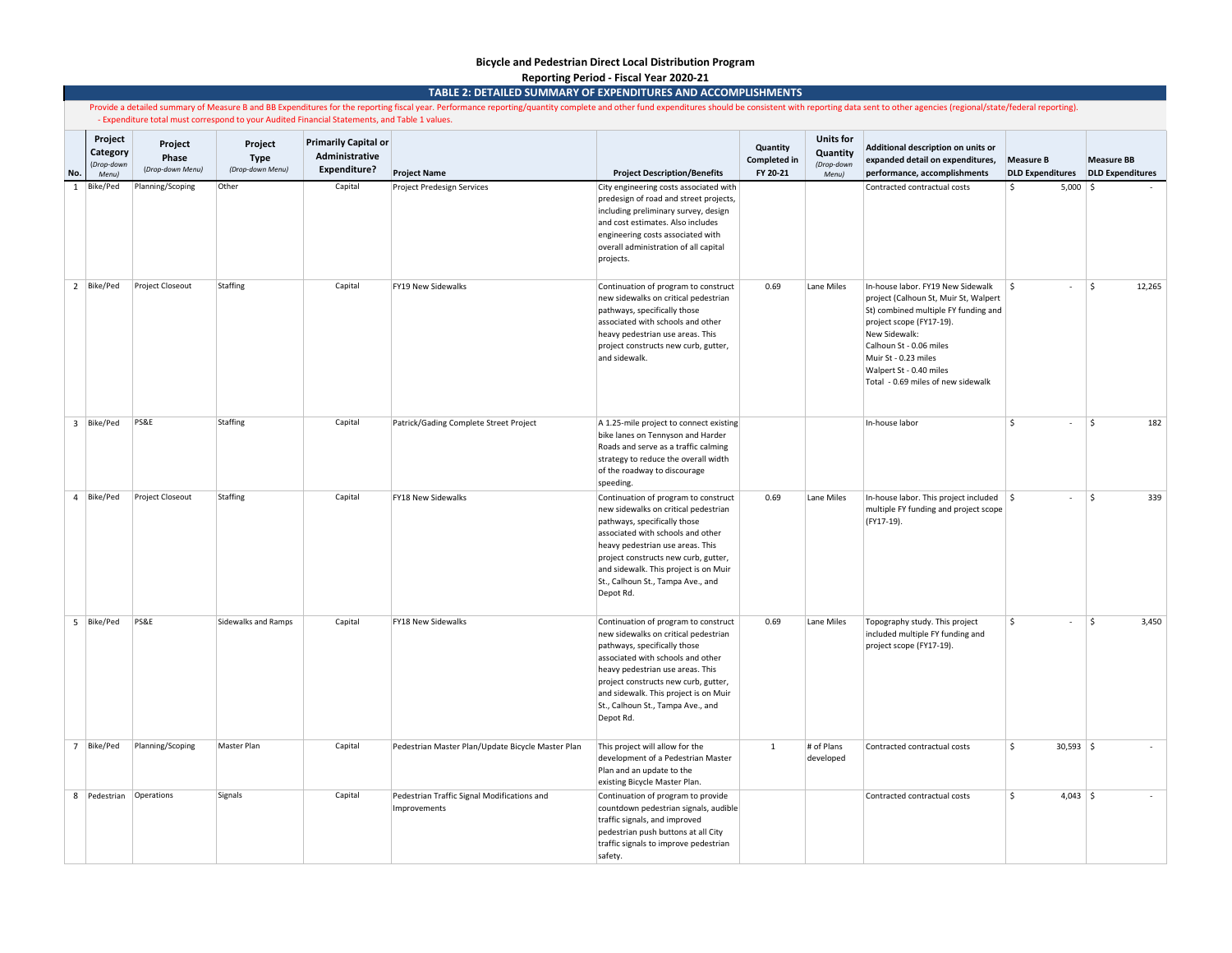**Bicycle and Pedestrian Direct Local Distribution Program**

**Reporting Period - Fiscal Year 2020-21**

## TABLE 2: DETAILED SUMMARY OF EXPENDITURES AND ACCOMPLISHMENTS

Provide a detailed summary of Measure B and BB Expenditures for the reporting fiscal year. Performance reporting/quantity complete and other fund expenditures should be consistent with reporting data sent to other agencies (regional/state/federal reporting).
- Expenditure total must correspond to your Audited Financial Statements, and Table 1 values.

| No. | Project Category (Drop-down Menu) | Project Phase (Drop-down Menu) | Project Type (Drop-down Menu) | Primarily Capital or Administrative Expenditure? | Project Name | Project Description/Benefits | Quantity Completed in FY 20-21 | Units for Quantity (Drop-down Menu) | Additional description on units or expanded detail on expenditures, performance, accomplishments | Measure B DLD Expenditures | Measure BB DLD Expenditures |
|---|---|---|---|---|---|---|---|---|---|---|---|
| 1 | Bike/Ped | Planning/Scoping | Other | Capital | Project Predesign Services | City engineering costs associated with predesign of road and street projects, including preliminary survey, design and cost estimates. Also includes engineering costs associated with overall administration of all capital projects. | | | Contracted contractual costs | $ 5,000 | $ - |
| 2 | Bike/Ped | Project Closeout | Staffing | Capital | FY19 New Sidewalks | Continuation of program to construct new sidewalks on critical pedestrian pathways, specifically those associated with schools and other heavy pedestrian use areas. This project constructs new curb, gutter, and sidewalk. | 0.69 | Lane Miles | In-house labor. FY19 New Sidewalk project (Calhoun St, Muir St, Walpert St) combined multiple FY funding and project scope (FY17-19).<br>New Sidewalk:<br>Calhoun St - 0.06 miles<br>Muir St - 0.23 miles<br>Walpert St - 0.40 miles<br>Total - 0.69 miles of new sidewalk | $ - | $ 12,265 |
| 3 | Bike/Ped | PS&E | Staffing | Capital | Patrick/Gading Complete Street Project | A 1.25-mile project to connect existing bike lanes on Tennyson and Harder Roads and serve as a traffic calming strategy to reduce the overall width of the roadway to discourage speeding. | | | In-house labor | $ - | $ 182 |
| 4 | Bike/Ped | Project Closeout | Staffing | Capital | FY18 New Sidewalks | Continuation of program to construct new sidewalks on critical pedestrian pathways, specifically those associated with schools and other heavy pedestrian use areas. This project constructs new curb, gutter, and sidewalk. This project is on Muir St., Calhoun St., Tampa Ave., and Depot Rd. | 0.69 | Lane Miles | In-house labor. This project included multiple FY funding and project scope (FY17-19). | $ - | $ 339 |
| 5 | Bike/Ped | PS&E | Sidewalks and Ramps | Capital | FY18 New Sidewalks | Continuation of program to construct new sidewalks on critical pedestrian pathways, specifically those associated with schools and other heavy pedestrian use areas. This project constructs new curb, gutter, and sidewalk. This project is on Muir St., Calhoun St., Tampa Ave., and Depot Rd. | 0.69 | Lane Miles | Topography study. This project included multiple FY funding and project scope (FY17-19). | $ - | $ 3,450 |
| 7 | Bike/Ped | Planning/Scoping | Master Plan | Capital | Pedestrian Master Plan/Update Bicycle Master Plan | This project will allow for the development of a Pedestrian Master Plan and an update to the existing Bicycle Master Plan. | 1 | # of Plans developed | Contracted contractual costs | $ 30,593 | $ - |
| 8 | Pedestrian | Operations | Signals | Capital | Pedestrian Traffic Signal Modifications and Improvements | Continuation of program to provide countdown pedestrian signals, audible traffic signals, and improved pedestrian push buttons at all City traffic signals to improve pedestrian safety. | | | Contracted contractual costs | $ 4,043 | $ - |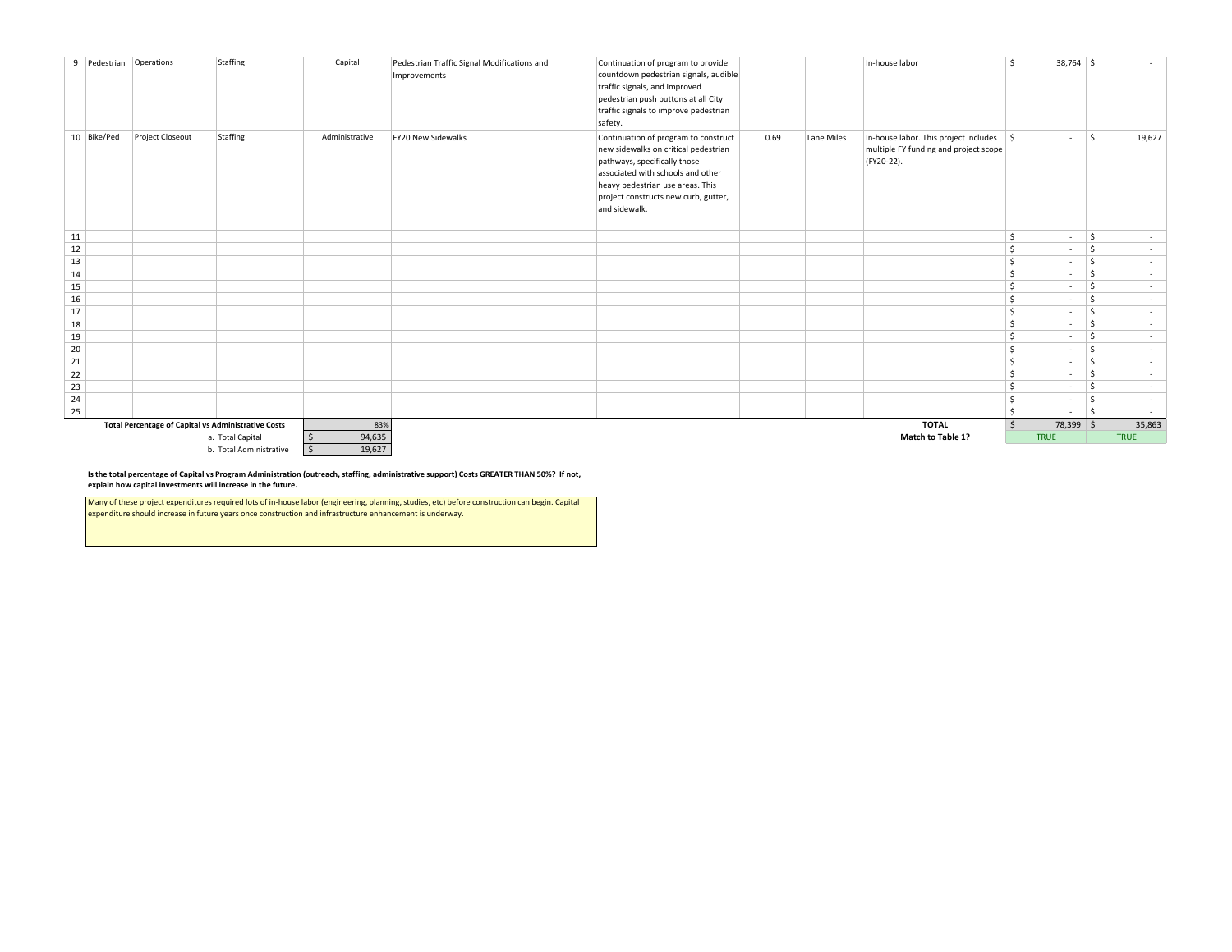| | | | | | | | | | | | |
|---|---|---|---|---|---|---|---|---|---|---|---|
| 9 | Pedestrian | Operations | Staffing | Capital | Pedestrian Traffic Signal Modifications and Improvements | Continuation of program to provide countdown pedestrian signals, audible traffic signals, and improved pedestrian push buttons at all City traffic signals to improve pedestrian safety. | | | In-house labor | $ 38,764 | $ - |
| 10 | Bike/Ped | Project Closeout | Staffing | Administrative | FY20 New Sidewalks | Continuation of program to construct new sidewalks on critical pedestrian pathways, specifically those associated with schools and other heavy pedestrian use areas. This project constructs new curb, gutter, and sidewalk. | 0.69 | Lane Miles | In-house labor. This project includes multiple FY funding and project scope (FY20-22). | $ - | $ 19,627 |
| 11 | | | | | | | | | | $ - | $ - |
| 12 | | | | | | | | | | $ - | $ - |
| 13 | | | | | | | | | | $ - | $ - |
| 14 | | | | | | | | | | $ - | $ - |
| 15 | | | | | | | | | | $ - | $ - |
| 16 | | | | | | | | | | $ - | $ - |
| 17 | | | | | | | | | | $ - | $ - |
| 18 | | | | | | | | | | $ - | $ - |
| 19 | | | | | | | | | | $ - | $ - |
| 20 | | | | | | | | | | $ - | $ - |
| 21 | | | | | | | | | | $ - | $ - |
| 22 | | | | | | | | | | $ - | $ - |
| 23 | | | | | | | | | | $ - | $ - |
| 24 | | | | | | | | | | $ - | $ - |
| 25 | | | | | | | | | | $ - | $ - |
| | **Total Percentage of Capital vs Administrative Costs** | | | 83% | | | | | **TOTAL** | $ 78,399 | $ 35,863 |
| | | | a. Total Capital | $ 94,635 | | | | | **Match to Table 1?** | TRUE | TRUE |
| | | | b. Total Administrative | $ 19,627 | | | | | | | |

**Is the total percentage of Capital vs Program Administration (outreach, staffing, administrative support) Costs GREATER THAN 50%? If not, explain how capital investments will increase in the future.**

Many of these project expenditures required lots of in-house labor (engineering, planning, studies, etc) before construction can begin. Capital expenditure should increase in future years once construction and infrastructure enhancement is underway.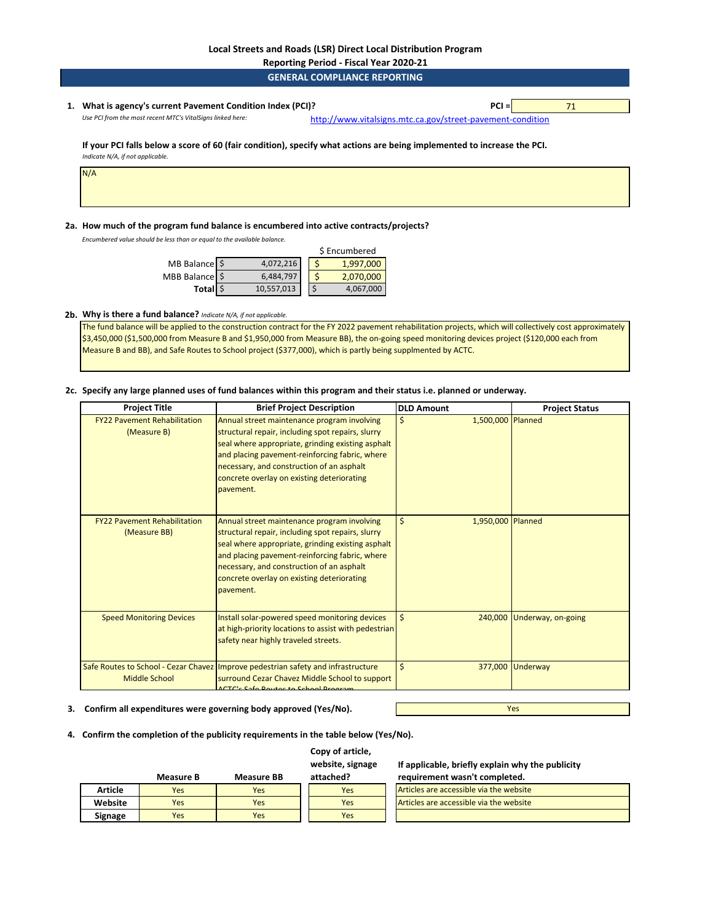**Local Streets and Roads (LSR) Direct Local Distribution Program**

**Reporting Period - Fiscal Year 2020-21**

## GENERAL COMPLIANCE REPORTING

**1. What is agency's current Pavement Condition Index (PCI)?** **PCI =** 71

*Use PCI from the most recent MTC's VitalSigns linked here:* http://www.vitalsigns.mtc.ca.gov/street-pavement-condition

**If your PCI falls below a score of 60 (fair condition), specify what actions are being implemented to increase the PCI.**

*Indicate N/A, if not applicable.*

N/A

**2a. How much of the program fund balance is encumbered into active contracts/projects?**

*Encumbered value should be less than or equal to the available balance.*

| | Balance | $ Encumbered |
|---|---|---|
| MB Balance | $ 4,072,216 | $ 1,997,000 |
| MBB Balance | $ 6,484,797 | $ 2,070,000 |
| **Total** | $ 10,557,013 | $ 4,067,000 |

**2b. Why is there a fund balance?** *Indicate N/A, if not applicable.*

The fund balance will be applied to the construction contract for the FY 2022 pavement rehabilitation projects, which will collectively cost approximately $3,450,000 ($1,500,000 from Measure B and $1,950,000 from Measure BB), the on-going speed monitoring devices project ($120,000 each from Measure B and BB), and Safe Routes to School project ($377,000), which is partly being supplmented by ACTC.

**2c. Specify any large planned uses of fund balances within this program and their status i.e. planned or underway.**

| Project Title | Brief Project Description | DLD Amount | Project Status |
|---|---|---|---|
| FY22 Pavement Rehabilitation (Measure B) | Annual street maintenance program involving structural repair, including spot repairs, slurry seal where appropriate, grinding existing asphalt and placing pavement-reinforcing fabric, where necessary, and construction of an asphalt concrete overlay on existing deteriorating pavement. | $ 1,500,000 | Planned |
| FY22 Pavement Rehabilitation (Measure BB) | Annual street maintenance program involving structural repair, including spot repairs, slurry seal where appropriate, grinding existing asphalt and placing pavement-reinforcing fabric, where necessary, and construction of an asphalt concrete overlay on existing deteriorating pavement. | $ 1,950,000 | Planned |
| Speed Monitoring Devices | Install solar-powered speed monitoring devices at high-priority locations to assist with pedestrian safety near highly traveled streets. | $ 240,000 | Underway, on-going |
| Safe Routes to School - Cezar Chavez Middle School | Improve pedestrian safety and infrastructure surround Cezar Chavez Middle School to support ACTC's Safe Routes to School Program | $ 377,000 | Underway |

**3. Confirm all expenditures were governing body approved (Yes/No).** Yes

**4. Confirm the completion of the publicity requirements in the table below (Yes/No).**

| | Measure B | Measure BB | Copy of article, website, signage attached? | If applicable, briefly explain why the publicity requirement wasn't completed. |
|---|---|---|---|---|
| **Article** | Yes | Yes | Yes | Articles are accessible via the website |
| **Website** | Yes | Yes | Yes | Articles are accessible via the website |
| **Signage** | Yes | Yes | Yes | |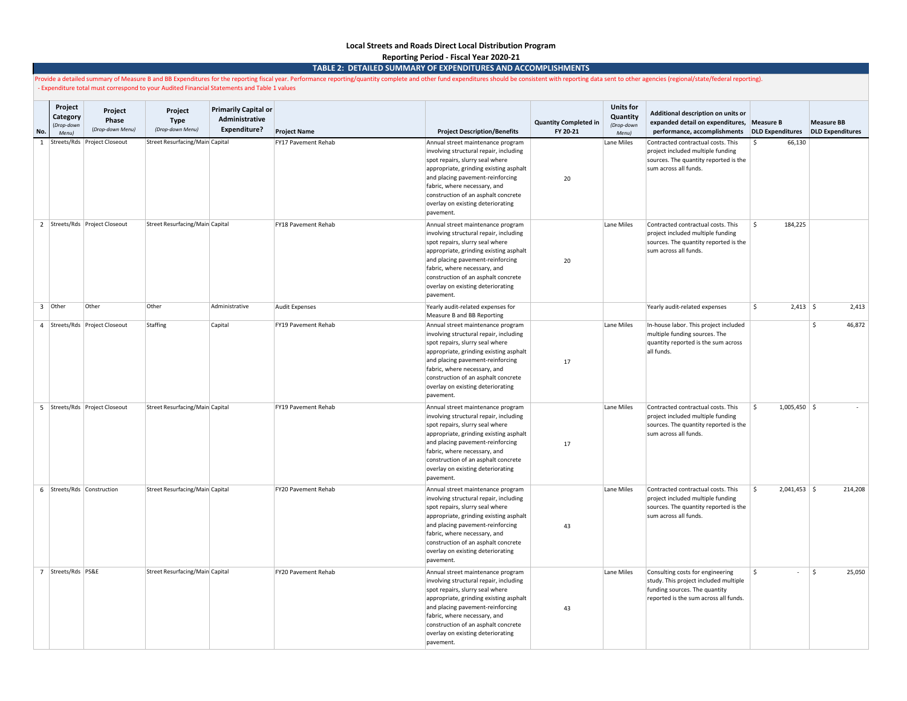**Local Streets and Roads Direct Local Distribution Program**

**Reporting Period - Fiscal Year 2020-21**

## TABLE 2: DETAILED SUMMARY OF EXPENDITURES AND ACCOMPLISHMENTS

Provide a detailed summary of Measure B and BB Expenditures for the reporting fiscal year. Performance reporting/quantity complete and other fund expenditures should be consistent with reporting data sent to other agencies (regional/state/federal reporting).
- Expenditure total must correspond to your Audited Financial Statements and Table 1 values

| No. | Project Category *(Drop-down Menu)* | Project Phase *(Drop-down Menu)* | Project Type *(Drop-down Menu)* | Primarily Capital or Administrative Expenditure? | Project Name | Project Description/Benefits | Quantity Completed in FY 20-21 | Units for Quantity *(Drop-down Menu)* | Additional description on units or expanded detail on expenditures, performance, accomplishments | Measure B DLD Expenditures | Measure BB DLD Expenditures |
|---|---|---|---|---|---|---|---|---|---|---|---|
| 1 | Streets/Rds | Project Closeout | Street Resurfacing/Main | Capital | FY17 Pavement Rehab | Annual street maintenance program involving structural repair, including spot repairs, slurry seal where appropriate, grinding existing asphalt and placing pavement-reinforcing fabric, where necessary, and construction of an asphalt concrete overlay on existing deteriorating pavement. | 20 | Lane Miles | Contracted contractual costs. This project included multiple funding sources. The quantity reported is the sum across all funds. | $ 66,130 | |
| 2 | Streets/Rds | Project Closeout | Street Resurfacing/Main | Capital | FY18 Pavement Rehab | Annual street maintenance program involving structural repair, including spot repairs, slurry seal where appropriate, grinding existing asphalt and placing pavement-reinforcing fabric, where necessary, and construction of an asphalt concrete overlay on existing deteriorating pavement. | 20 | Lane Miles | Contracted contractual costs. This project included multiple funding sources. The quantity reported is the sum across all funds. | $ 184,225 | |
| 3 | Other | Other | Other | Administrative | Audit Expenses | Yearly audit-related expenses for Measure B and BB Reporting | | | Yearly audit-related expenses | $ 2,413 | $ 2,413 |
| 4 | Streets/Rds | Project Closeout | Staffing | Capital | FY19 Pavement Rehab | Annual street maintenance program involving structural repair, including spot repairs, slurry seal where appropriate, grinding existing asphalt and placing pavement-reinforcing fabric, where necessary, and construction of an asphalt concrete overlay on existing deteriorating pavement. | 17 | Lane Miles | In-house labor. This project included multiple funding sources. The quantity reported is the sum across all funds. | | $ 46,872 |
| 5 | Streets/Rds | Project Closeout | Street Resurfacing/Main | Capital | FY19 Pavement Rehab | Annual street maintenance program involving structural repair, including spot repairs, slurry seal where appropriate, grinding existing asphalt and placing pavement-reinforcing fabric, where necessary, and construction of an asphalt concrete overlay on existing deteriorating pavement. | 17 | Lane Miles | Contracted contractual costs. This project included multiple funding sources. The quantity reported is the sum across all funds. | $ 1,005,450 | $ - |
| 6 | Streets/Rds | Construction | Street Resurfacing/Main | Capital | FY20 Pavement Rehab | Annual street maintenance program involving structural repair, including spot repairs, slurry seal where appropriate, grinding existing asphalt and placing pavement-reinforcing fabric, where necessary, and construction of an asphalt concrete overlay on existing deteriorating pavement. | 43 | Lane Miles | Contracted contractual costs. This project included multiple funding sources. The quantity reported is the sum across all funds. | $ 2,041,453 | $ 214,208 |
| 7 | Streets/Rds | PS&E | Street Resurfacing/Main | Capital | FY20 Pavement Rehab | Annual street maintenance program involving structural repair, including spot repairs, slurry seal where appropriate, grinding existing asphalt and placing pavement-reinforcing fabric, where necessary, and construction of an asphalt concrete overlay on existing deteriorating pavement. | 43 | Lane Miles | Consulting costs for engineering study. This project included multiple funding sources. The quantity reported is the sum across all funds. | $ - | $ 25,050 |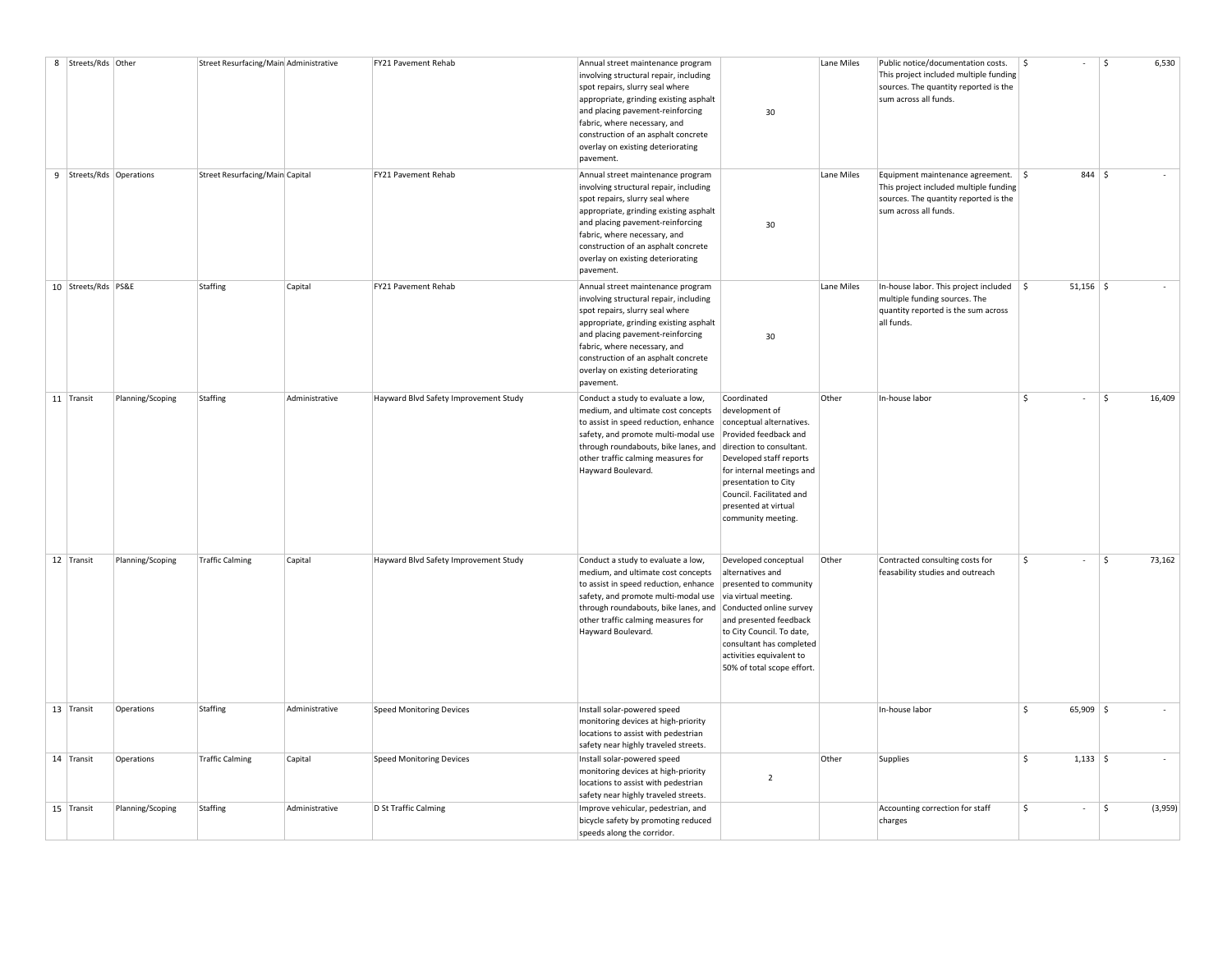| 8 | Streets/Rds | Other | Street Resurfacing/Main | Administrative | FY21 Pavement Rehab | Annual street maintenance program involving structural repair, including spot repairs, slurry seal where appropriate, grinding existing asphalt and placing pavement-reinforcing fabric, where necessary, and construction of an asphalt concrete overlay on existing deteriorating pavement. | 30 | Lane Miles | Public notice/documentation costs. This project included multiple funding sources. The quantity reported is the sum across all funds. | $ - | $ 6,530 |
|---|---|---|---|---|---|---|---|---|---|---|---|
| 9 | Streets/Rds | Operations | Street Resurfacing/Main | Capital | FY21 Pavement Rehab | Annual street maintenance program involving structural repair, including spot repairs, slurry seal where appropriate, grinding existing asphalt and placing pavement-reinforcing fabric, where necessary, and construction of an asphalt concrete overlay on existing deteriorating pavement. | 30 | Lane Miles | Equipment maintenance agreement. This project included multiple funding sources. The quantity reported is the sum across all funds. | $ 844 | $ - |
| 10 | Streets/Rds | PS&E | Staffing | Capital | FY21 Pavement Rehab | Annual street maintenance program involving structural repair, including spot repairs, slurry seal where appropriate, grinding existing asphalt and placing pavement-reinforcing fabric, where necessary, and construction of an asphalt concrete overlay on existing deteriorating pavement. | 30 | Lane Miles | In-house labor. This project included multiple funding sources. The quantity reported is the sum across all funds. | $ 51,156 | $ - |
| 11 | Transit | Planning/Scoping | Staffing | Administrative | Hayward Blvd Safety Improvement Study | Conduct a study to evaluate a low, medium, and ultimate cost concepts to assist in speed reduction, enhance safety, and promote multi-modal use through roundabouts, bike lanes, and other traffic calming measures for Hayward Boulevard. | Coordinated development of conceptual alternatives. Provided feedback and direction to consultant. Developed staff reports for internal meetings and presentation to City Council. Facilitated and presented at virtual community meeting. | Other | In-house labor | $ - | $ 16,409 |
| 12 | Transit | Planning/Scoping | Traffic Calming | Capital | Hayward Blvd Safety Improvement Study | Conduct a study to evaluate a low, medium, and ultimate cost concepts to assist in speed reduction, enhance safety, and promote multi-modal use through roundabouts, bike lanes, and other traffic calming measures for Hayward Boulevard. | Developed conceptual alternatives and presented to community via virtual meeting. Conducted online survey and presented feedback to City Council. To date, consultant has completed activities equivalent to 50% of total scope effort. | Other | Contracted consulting costs for feasability studies and outreach | $ - | $ 73,162 |
| 13 | Transit | Operations | Staffing | Administrative | Speed Monitoring Devices | Install solar-powered speed monitoring devices at high-priority locations to assist with pedestrian safety near highly traveled streets. | | | In-house labor | $ 65,909 | $ - |
| 14 | Transit | Operations | Traffic Calming | Capital | Speed Monitoring Devices | Install solar-powered speed monitoring devices at high-priority locations to assist with pedestrian safety near highly traveled streets. | 2 | Other | Supplies | $ 1,133 | $ - |
| 15 | Transit | Planning/Scoping | Staffing | Administrative | D St Traffic Calming | Improve vehicular, pedestrian, and bicycle safety by promoting reduced speeds along the corridor. | | | Accounting correction for staff charges | $ - | $ (3,959) |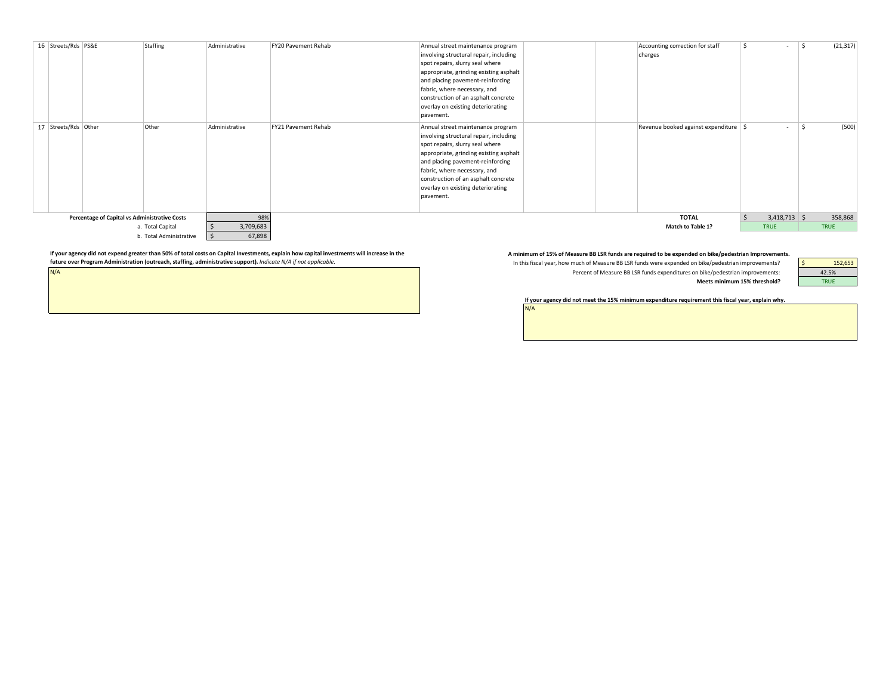| 16 | Streets/Rds | PS&E | Staffing | Administrative | FY20 Pavement Rehab | Annual street maintenance program involving structural repair, including spot repairs, slurry seal where appropriate, grinding existing asphalt and placing pavement-reinforcing fabric, where necessary, and construction of an asphalt concrete overlay on existing deteriorating pavement. | | | Accounting correction for staff charges | $ - | $ (21,317) |
|---|---|---|---|---|---|---|---|---|---|---|---|
| 17 | Streets/Rds | Other | Other | Administrative | FY21 Pavement Rehab | Annual street maintenance program involving structural repair, including spot repairs, slurry seal where appropriate, grinding existing asphalt and placing pavement-reinforcing fabric, where necessary, and construction of an asphalt concrete overlay on existing deteriorating pavement. | | | Revenue booked against expenditure | $ - | $ (500) |
| | | | | | | | | | **TOTAL** | $ 3,418,713 | $ 358,868 |
| | | | | | | | | | **Match to Table 1?** | TRUE | TRUE |

| **Percentage of Capital vs Administrative Costs** | 98% |
|---|---|
| a. Total Capital | $ 3,709,683 |
| b. Total Administrative | $ 67,898 |

**If your agency did not expend greater than 50% of total costs on Capital Investments, explain how capital investments will increase in the future over Program Administration (outreach, staffing, administrative support).** *Indicate N/A if not applicable.*

N/A

**A minimum of 15% of Measure BB LSR funds are required to be expended on bike/pedestrian Improvements.**

| | |
|---|---|
| In this fiscal year, how much of Measure BB LSR funds were expended on bike/pedestrian improvements? | $ 152,653 |
| Percent of Measure BB LSR funds expenditures on bike/pedestrian improvements: | 42.5% |
| **Meets minimum 15% threshold?** | TRUE |

**If your agency did not meet the 15% minimum expenditure requirement this fiscal year, explain why.**

N/A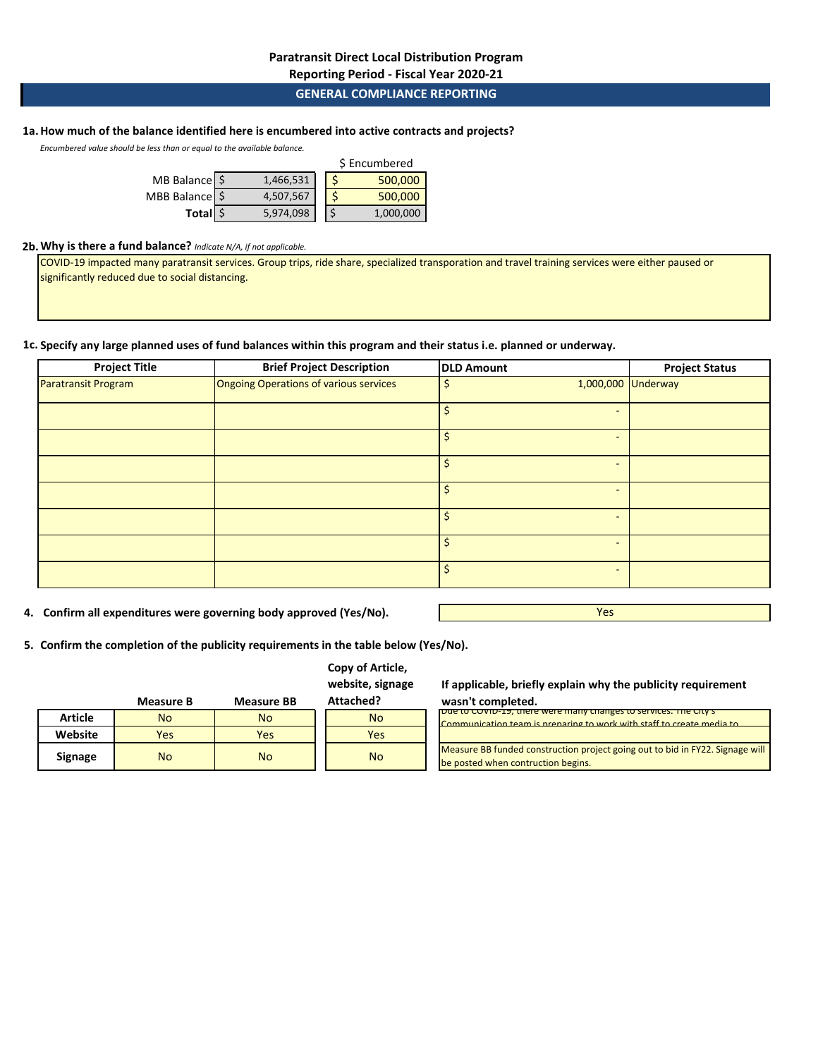# Paratransit Direct Local Distribution Program

## Reporting Period - Fiscal Year 2020-21

## GENERAL COMPLIANCE REPORTING

**1a. How much of the balance identified here is encumbered into active contracts and projects?**

*Encumbered value should be less than or equal to the available balance.*

| | Balance | $ Encumbered |
|---|---|---|
| MB Balance | $ 1,466,531 | $ 500,000 |
| MBB Balance | $ 4,507,567 | $ 500,000 |
| **Total** | $ 5,974,098 | $ 1,000,000 |

**2b. Why is there a fund balance?** *Indicate N/A, if not applicable.*

COVID-19 impacted many paratransit services. Group trips, ride share, specialized transporation and travel training services were either paused or significantly reduced due to social distancing.

**1c. Specify any large planned uses of fund balances within this program and their status i.e. planned or underway.**

| Project Title | Brief Project Description | DLD Amount | Project Status |
|---|---|---|---|
| Paratransit Program | Ongoing Operations of various services | $ 1,000,000 | Underway |
| | | $ - | |
| | | $ - | |
| | | $ - | |
| | | $ - | |
| | | $ - | |
| | | $ - | |
| | | $ - | |

**4. Confirm all expenditures were governing body approved (Yes/No).** Yes

**5. Confirm the completion of the publicity requirements in the table below (Yes/No).**

| | Measure B | Measure BB | Copy of Article, website, signage Attached? | If applicable, briefly explain why the publicity requirement wasn't completed. |
|---|---|---|---|---|
| **Article** | No | No | No | Due to COVID-19, there were many changes to services. The City's Communication team is preparing to work with staff to create media to |
| **Website** | Yes | Yes | Yes | |
| **Signage** | No | No | No | Measure BB funded construction project going out to bid in FY22. Signage will be posted when contruction begins. |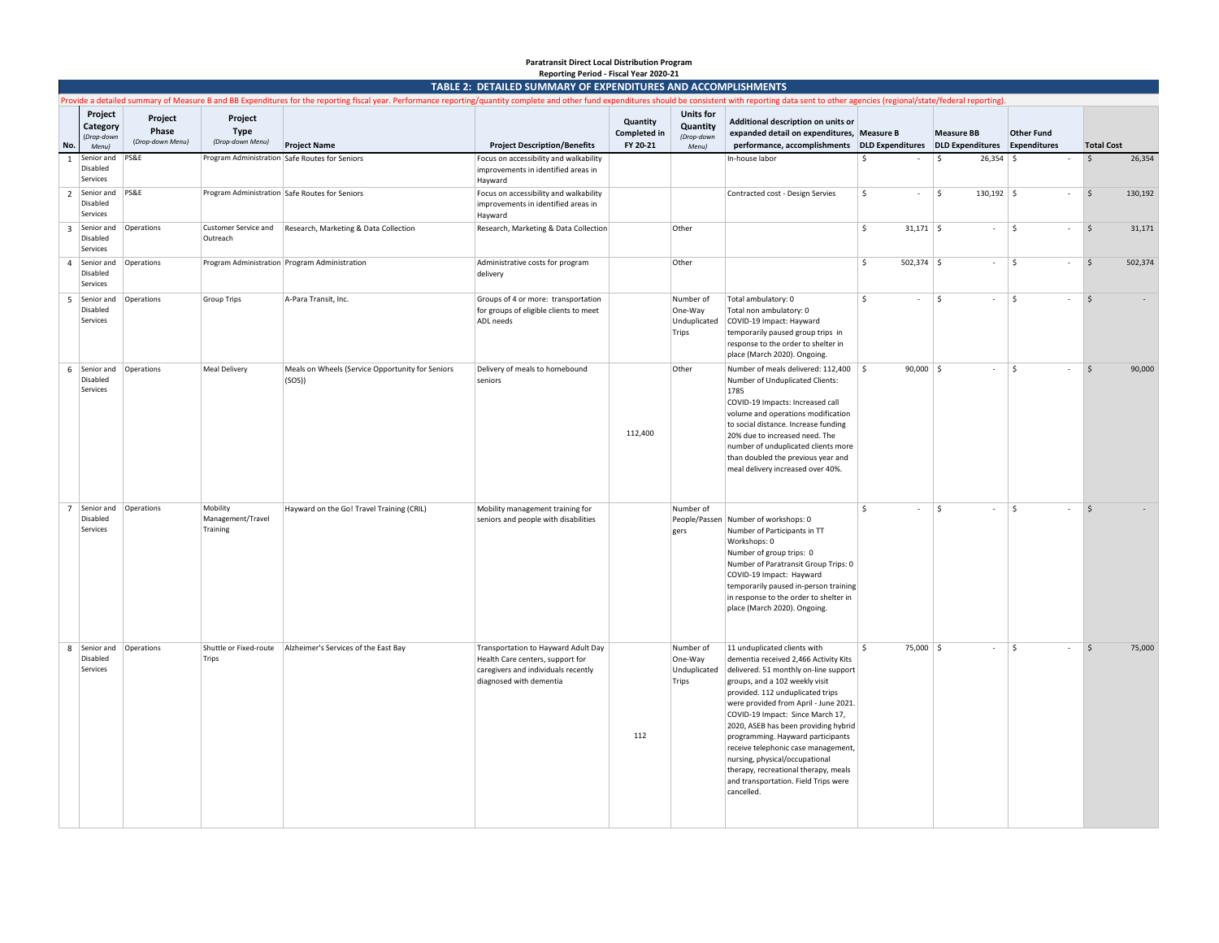**Paratransit Direct Local Distribution Program**

**Reporting Period - Fiscal Year 2020-21**

## TABLE 2: DETAILED SUMMARY OF EXPENDITURES AND ACCOMPLISHMENTS

Provide a detailed summary of Measure B and BB Expenditures for the reporting fiscal year. Performance reporting/quantity complete and other fund expenditures should be consistent with reporting data sent to other agencies (regional/state/federal reporting).

| No. | Project Category *(Drop-down Menu)* | Project Phase *(Drop-down Menu)* | Project Type *(Drop-down Menu)* | Project Name | Project Description/Benefits | Quantity Completed in FY 20-21 | Units for Quantity *(Drop-down Menu)* | Additional description on units or expanded detail on expenditures, performance, accomplishments | Measure B DLD Expenditures | Measure BB DLD Expenditures | Other Fund Expenditures | Total Cost |
|---|---|---|---|---|---|---|---|---|---|---|---|---|
| 1 | Senior and Disabled Services | PS&E | Program Administration | Safe Routes for Seniors | Focus on accessibility and walkability improvements in identified areas in Hayward | | | In-house labor | $ - | $ 26,354 | $ - | $ 26,354 |
| 2 | Senior and Disabled Services | PS&E | Program Administration | Safe Routes for Seniors | Focus on accessibility and walkability improvements in identified areas in Hayward | | | Contracted cost - Design Servies | $ - | $ 130,192 | $ - | $ 130,192 |
| 3 | Senior and Disabled Services | Operations | Customer Service and Outreach | Research, Marketing & Data Collection | Research, Marketing & Data Collection | | Other | | $ 31,171 | $ - | $ - | $ 31,171 |
| 4 | Senior and Disabled Services | Operations | Program Administration | Program Administration | Administrative costs for program delivery | | Other | | $ 502,374 | $ - | $ - | $ 502,374 |
| 5 | Senior and Disabled Services | Operations | Group Trips | A-Para Transit, Inc. | Groups of 4 or more: transportation for groups of eligible clients to meet ADL needs | | Number of One-Way Unduplicated Trips | Total ambulatory: 0<br>Total non ambulatory: 0<br>COVID-19 Impact: Hayward temporarily paused group trips in response to the order to shelter in place (March 2020). Ongoing. | $ - | $ - | $ - | $ - |
| 6 | Senior and Disabled Services | Operations | Meal Delivery | Meals on Wheels (Service Opportunity for Seniors (SOS)) | Delivery of meals to homebound seniors | 112,400 | Other | Number of meals delivered: 112,400<br>Number of Unduplicated Clients: 1785<br>COVID-19 Impacts: Increased call volume and operations modification to social distance. Increase funding 20% due to increased need. The number of unduplicated clients more than doubled the previous year and meal delivery increased over 40%. | $ 90,000 | $ - | $ - | $ 90,000 |
| 7 | Senior and Disabled Services | Operations | Mobility Management/Travel Training | Hayward on the Go! Travel Training (CRIL) | Mobility management training for seniors and people with disabilities | | Number of People/Passengers | Number of workshops: 0<br>Number of Participants in TT Workshops: 0<br>Number of group trips: 0<br>Number of Paratransit Group Trips: 0<br>COVID-19 Impact: Hayward temporarily paused in-person training in response to the order to shelter in place (March 2020). Ongoing. | $ - | $ - | $ - | $ - |
| 8 | Senior and Disabled Services | Operations | Shuttle or Fixed-route Trips | Alzheimer's Services of the East Bay | Transportation to Hayward Adult Day Health Care centers, support for caregivers and individuals recently diagnosed with dementia | 112 | Number of One-Way Unduplicated Trips | 11 unduplicated clients with dementia received 2,466 Activity Kits delivered. 51 monthly on-line support groups, and a 102 weekly visit provided. 112 unduplicated trips were provided from April - June 2021. COVID-19 Impact: Since March 17, 2020, ASEB has been providing hybrid programming. Hayward participants receive telephonic case management, nursing, physical/occupational therapy, recreational therapy, meals and transportation. Field Trips were cancelled. | $ 75,000 | $ - | $ - | $ 75,000 |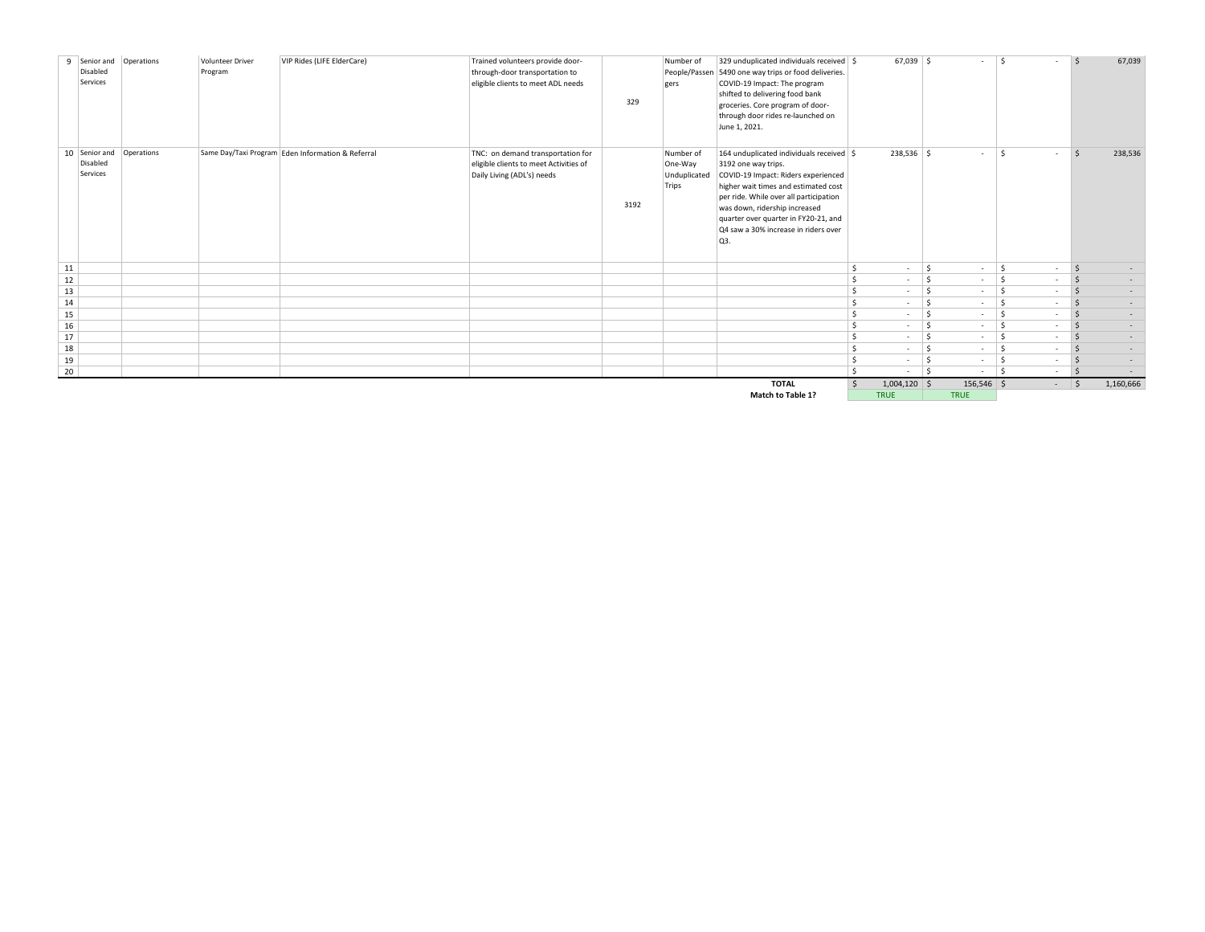| | | | | | | | | | | | | |
|---|---|---|---|---|---|---|---|---|---|---|---|---|
| 9 | Senior and Disabled Services | Operations | Volunteer Driver Program | VIP Rides (LIFE ElderCare) | Trained volunteers provide door-through-door transportation to eligible clients to meet ADL needs | 329 | Number of People/Passengers | 329 unduplicated individuals received 5490 one way trips or food deliveries. COVID-19 Impact: The program shifted to delivering food bank groceries. Core program of door-through door rides re-launched on June 1, 2021. | $ 67,039 | $ - | $ - | $ 67,039 |
| 10 | Senior and Disabled Services | Operations | Same Day/Taxi Program | Eden Information & Referral | TNC: on demand transportation for eligible clients to meet Activities of Daily Living (ADL's) needs | 3192 | Number of One-Way Unduplicated Trips | 164 unduplicated individuals received 3192 one way trips. COVID-19 Impact: Riders experienced higher wait times and estimated cost per ride. While over all participation was down, ridership increased quarter over quarter in FY20-21, and Q4 saw a 30% increase in riders over Q3. | $ 238,536 | $ - | $ - | $ 238,536 |
| 11 | | | | | | | | | $ - | $ - | $ - | $ - |
| 12 | | | | | | | | | $ - | $ - | $ - | $ - |
| 13 | | | | | | | | | $ - | $ - | $ - | $ - |
| 14 | | | | | | | | | $ - | $ - | $ - | $ - |
| 15 | | | | | | | | | $ - | $ - | $ - | $ - |
| 16 | | | | | | | | | $ - | $ - | $ - | $ - |
| 17 | | | | | | | | | $ - | $ - | $ - | $ - |
| 18 | | | | | | | | | $ - | $ - | $ - | $ - |
| 19 | | | | | | | | | $ - | $ - | $ - | $ - |
| 20 | | | | | | | | | $ - | $ - | $ - | $ - |
| | | | | | | | | **TOTAL** | $ 1,004,120 | $ 156,546 | $ - | $ 1,160,666 |
| | | | | | | | | **Match to Table 1?** | TRUE | TRUE | | |